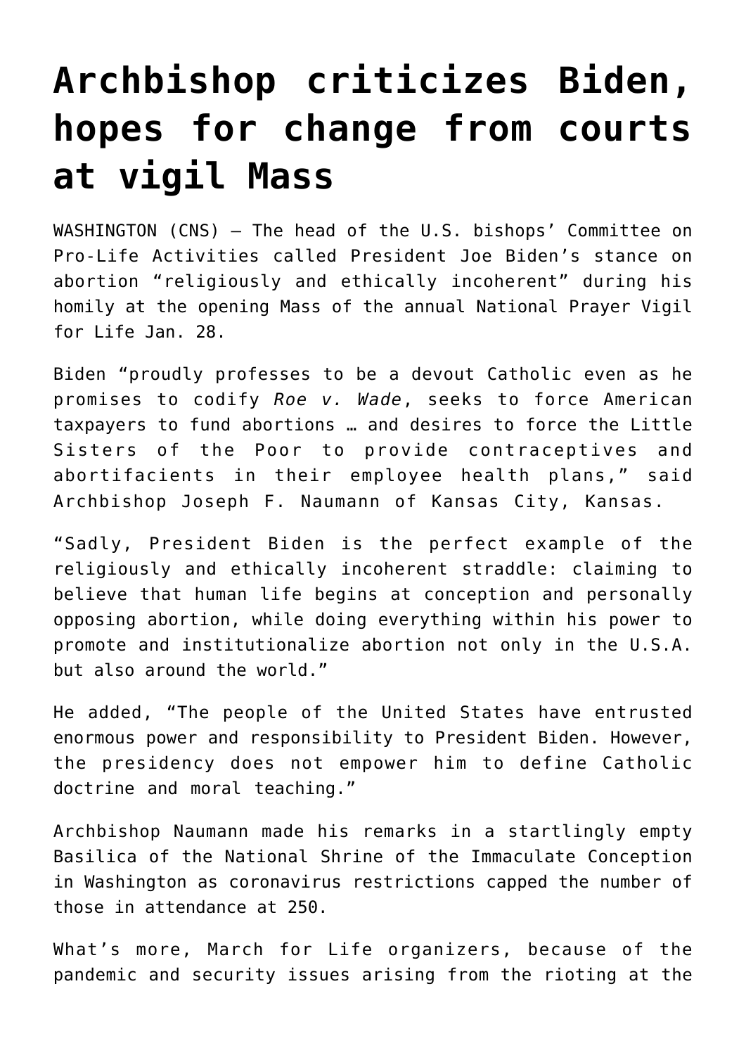# Archbishop criticizes Biden, hopes for change from courts at vigil Mass

WASHINGTON (CNS) — The head of the U.S. bishops' Committee on Pro-Life Activities called President Joe Biden's stance on abortion "religiously and ethically incoherent" during his homily at the opening Mass of the annual National Prayer Vigil for Life Jan. 28.

Biden "proudly professes to be a devout Catholic even as he promises to codify *Roe v. Wade*, seeks to force American taxpayers to fund abortions … and desires to force the Little Sisters of the Poor to provide contraceptives and abortifacients in their employee health plans," said Archbishop Joseph F. Naumann of Kansas City, Kansas.

"Sadly, President Biden is the perfect example of the religiously and ethically incoherent straddle: claiming to believe that human life begins at conception and personally opposing abortion, while doing everything within his power to promote and institutionalize abortion not only in the U.S.A. but also around the world."

He added, "The people of the United States have entrusted enormous power and responsibility to President Biden. However, the presidency does not empower him to define Catholic doctrine and moral teaching."

Archbishop Naumann made his remarks in a startlingly empty Basilica of the National Shrine of the Immaculate Conception in Washington as coronavirus restrictions capped the number of those in attendance at 250.

What's more, March for Life organizers, because of the pandemic and security issues arising from the rioting at the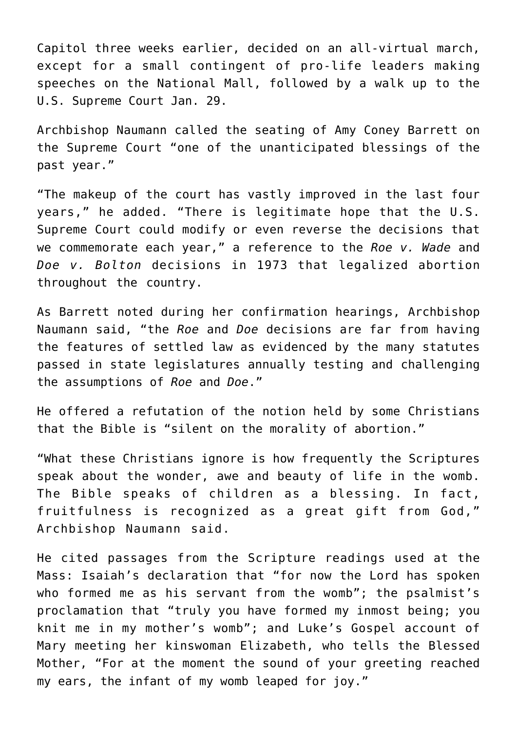Capitol three weeks earlier, decided on an all-virtual march, except for a small contingent of pro-life leaders making speeches on the National Mall, followed by a walk up to the U.S. Supreme Court Jan. 29.

Archbishop Naumann called the seating of Amy Coney Barrett on the Supreme Court "one of the unanticipated blessings of the past year."

"The makeup of the court has vastly improved in the last four years," he added. "There is legitimate hope that the U.S. Supreme Court could modify or even reverse the decisions that we commemorate each year," a reference to the *Roe v. Wade* and *Doe v. Bolton* decisions in 1973 that legalized abortion throughout the country.

As Barrett noted during her confirmation hearings, Archbishop Naumann said, "the *Roe* and *Doe* decisions are far from having the features of settled law as evidenced by the many statutes passed in state legislatures annually testing and challenging the assumptions of *Roe* and *Doe*."

He offered a refutation of the notion held by some Christians that the Bible is "silent on the morality of abortion."

"What these Christians ignore is how frequently the Scriptures speak about the wonder, awe and beauty of life in the womb. The Bible speaks of children as a blessing. In fact, fruitfulness is recognized as a great gift from God," Archbishop Naumann said.

He cited passages from the Scripture readings used at the Mass: Isaiah's declaration that "for now the Lord has spoken who formed me as his servant from the womb"; the psalmist's proclamation that "truly you have formed my inmost being; you knit me in my mother's womb"; and Luke's Gospel account of Mary meeting her kinswoman Elizabeth, who tells the Blessed Mother, "For at the moment the sound of your greeting reached my ears, the infant of my womb leaped for joy."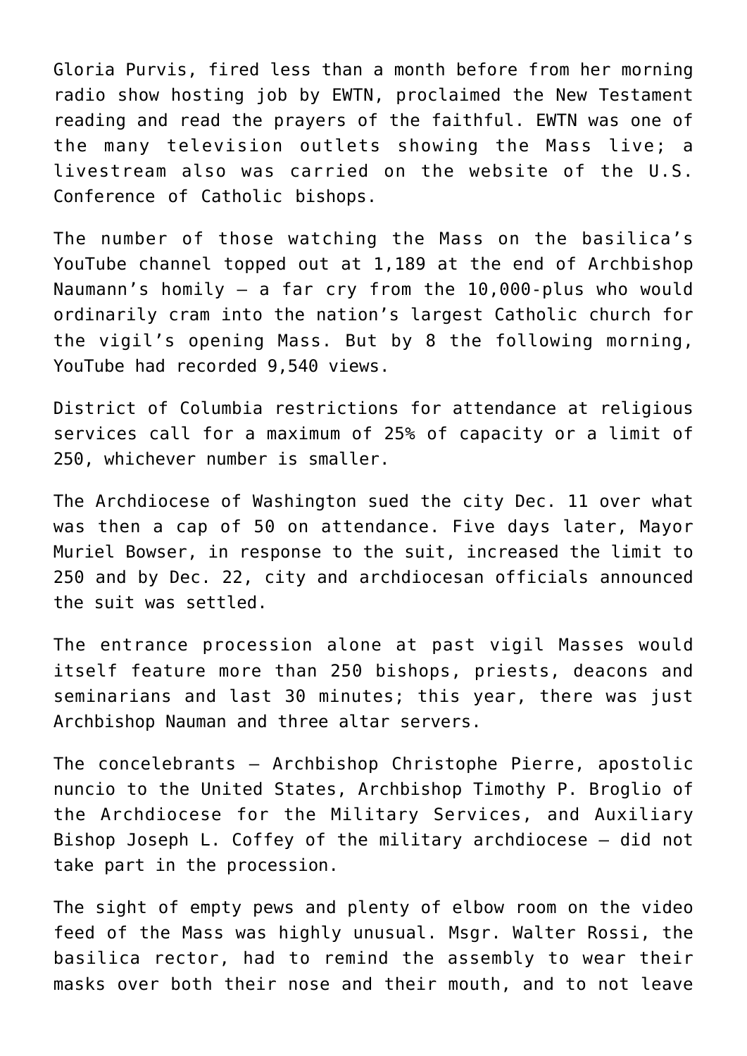Gloria Purvis, fired less than a month before from her morning radio show hosting job by EWTN, proclaimed the New Testament reading and read the prayers of the faithful. EWTN was one of the many television outlets showing the Mass live; a livestream also was carried on the website of the U.S. Conference of Catholic bishops.

The number of those watching the Mass on the basilica's YouTube channel topped out at 1,189 at the end of Archbishop Naumann's homily — a far cry from the 10,000-plus who would ordinarily cram into the nation's largest Catholic church for the vigil's opening Mass. But by 8 the following morning, YouTube had recorded 9,540 views.

District of Columbia restrictions for attendance at religious services call for a maximum of 25% of capacity or a limit of 250, whichever number is smaller.

The Archdiocese of Washington sued the city Dec. 11 over what was then a cap of 50 on attendance. Five days later, Mayor Muriel Bowser, in response to the suit, increased the limit to 250 and by Dec. 22, city and archdiocesan officials announced the suit was settled.

The entrance procession alone at past vigil Masses would itself feature more than 250 bishops, priests, deacons and seminarians and last 30 minutes; this year, there was just Archbishop Nauman and three altar servers.

The concelebrants — Archbishop Christophe Pierre, apostolic nuncio to the United States, Archbishop Timothy P. Broglio of the Archdiocese for the Military Services, and Auxiliary Bishop Joseph L. Coffey of the military archdiocese — did not take part in the procession.

The sight of empty pews and plenty of elbow room on the video feed of the Mass was highly unusual. Msgr. Walter Rossi, the basilica rector, had to remind the assembly to wear their masks over both their nose and their mouth, and to not leave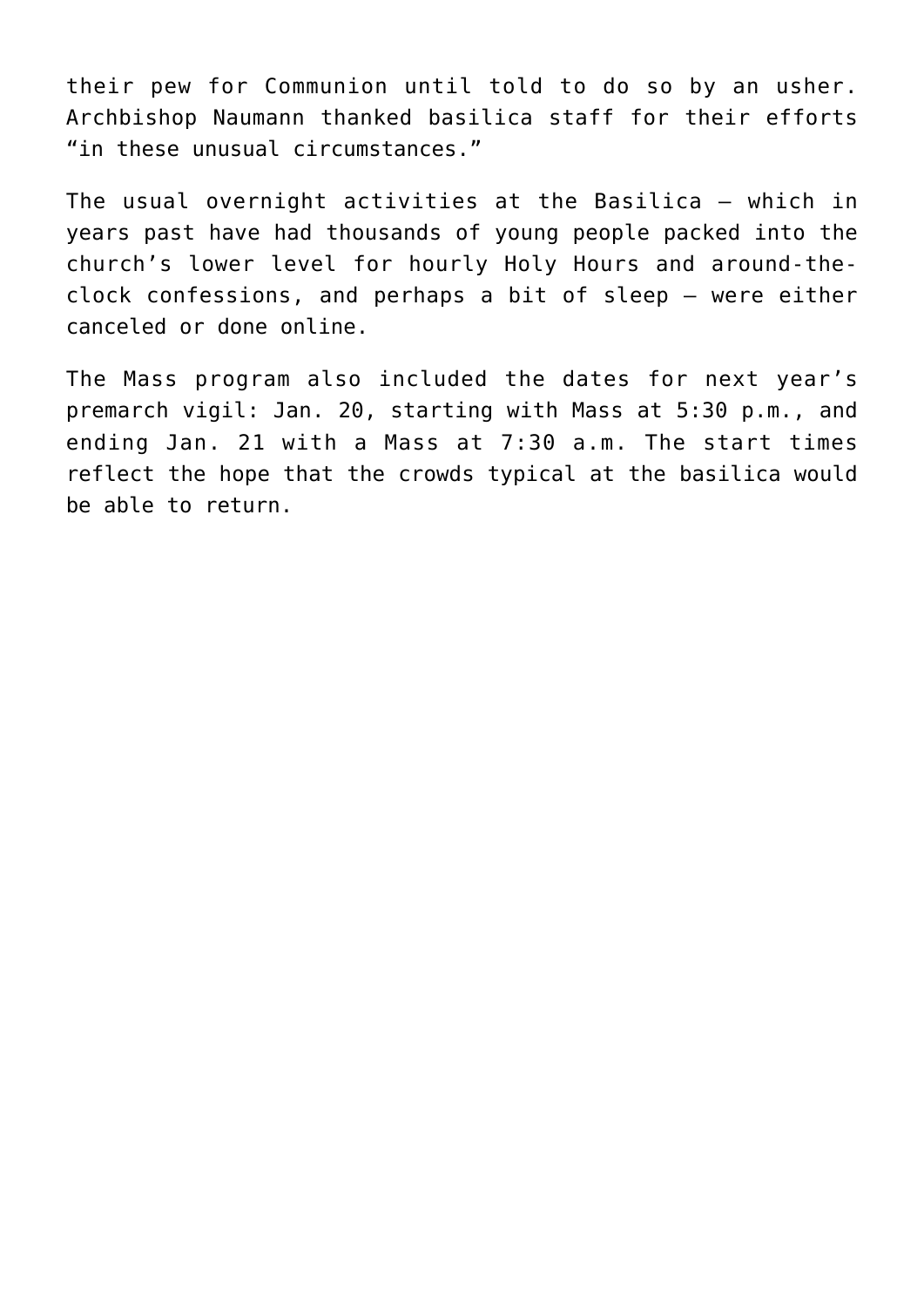their pew for Communion until told to do so by an usher. Archbishop Naumann thanked basilica staff for their efforts "in these unusual circumstances."

The usual overnight activities at the Basilica — which in years past have had thousands of young people packed into the church's lower level for hourly Holy Hours and around-the-clock confessions, and perhaps a bit of sleep — were either canceled or done online.

The Mass program also included the dates for next year's premarch vigil: Jan. 20, starting with Mass at 5:30 p.m., and ending Jan. 21 with a Mass at 7:30 a.m. The start times reflect the hope that the crowds typical at the basilica would be able to return.